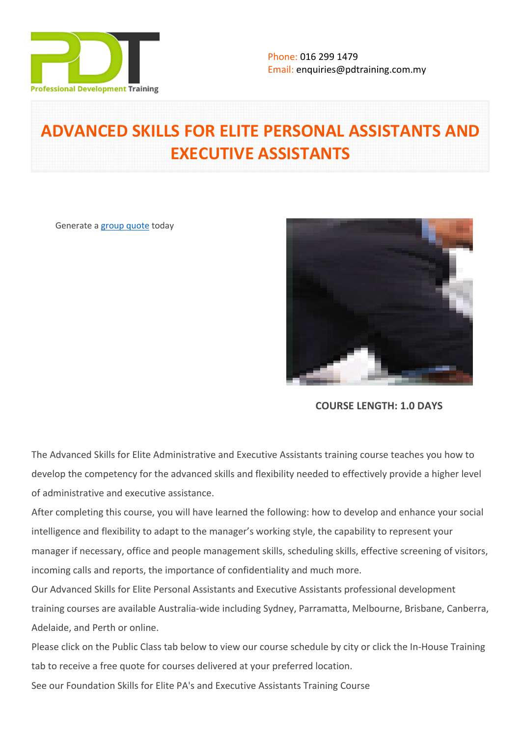Phone: 016 299 1479
Email: enquiries@pdtraining.com.my

# ADVANCED SKILLS FOR ELITE PERSONAL ASSISTANTS AND EXECUTIVE ASSISTANTS

Generate a group quote today

**COURSE LENGTH: 1.0 DAYS**

The Advanced Skills for Elite Administrative and Executive Assistants training course teaches you how to develop the competency for the advanced skills and flexibility needed to effectively provide a higher level of administrative and executive assistance.

After completing this course, you will have learned the following: how to develop and enhance your social intelligence and flexibility to adapt to the manager's working style, the capability to represent your manager if necessary, office and people management skills, scheduling skills, effective screening of visitors, incoming calls and reports, the importance of confidentiality and much more.

Our Advanced Skills for Elite Personal Assistants and Executive Assistants professional development training courses are available Australia-wide including Sydney, Parramatta, Melbourne, Brisbane, Canberra, Adelaide, and Perth or online.

Please click on the Public Class tab below to view our course schedule by city or click the In-House Training tab to receive a free quote for courses delivered at your preferred location.

See our Foundation Skills for Elite PA's and Executive Assistants Training Course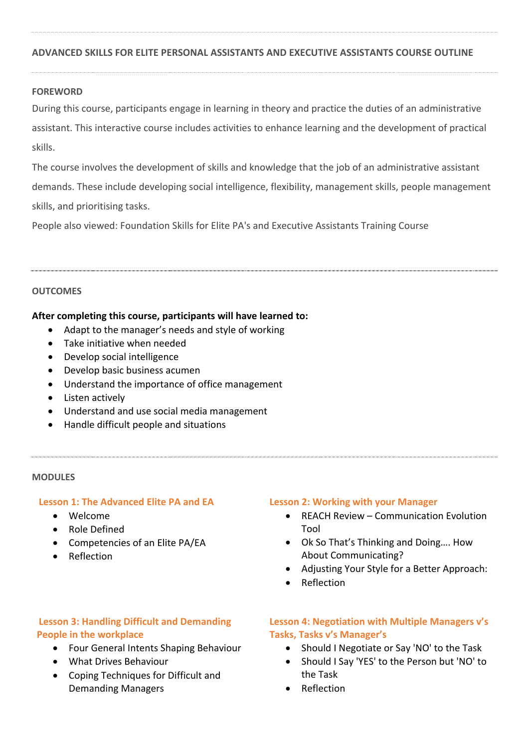## ADVANCED SKILLS FOR ELITE PERSONAL ASSISTANTS AND EXECUTIVE ASSISTANTS COURSE OUTLINE

### FOREWORD

During this course, participants engage in learning in theory and practice the duties of an administrative assistant. This interactive course includes activities to enhance learning and the development of practical skills.

The course involves the development of skills and knowledge that the job of an administrative assistant demands. These include developing social intelligence, flexibility, management skills, people management skills, and prioritising tasks.

People also viewed: Foundation Skills for Elite PA's and Executive Assistants Training Course

### OUTCOMES

**After completing this course, participants will have learned to:**

- Adapt to the manager's needs and style of working
- Take initiative when needed
- Develop social intelligence
- Develop basic business acumen
- Understand the importance of office management
- Listen actively
- Understand and use social media management
- Handle difficult people and situations

### MODULES

#### Lesson 1: The Advanced Elite PA and EA

- Welcome
- Role Defined
- Competencies of an Elite PA/EA
- Reflection

#### Lesson 2: Working with your Manager

- REACH Review – Communication Evolution Tool
- Ok So That's Thinking and Doing…. How About Communicating?
- Adjusting Your Style for a Better Approach:
- Reflection

#### Lesson 3: Handling Difficult and Demanding People in the workplace

- Four General Intents Shaping Behaviour
- What Drives Behaviour
- Coping Techniques for Difficult and Demanding Managers

#### Lesson 4: Negotiation with Multiple Managers v's Tasks, Tasks v's Manager's

- Should I Negotiate or Say 'NO' to the Task
- Should I Say 'YES' to the Person but 'NO' to the Task
- Reflection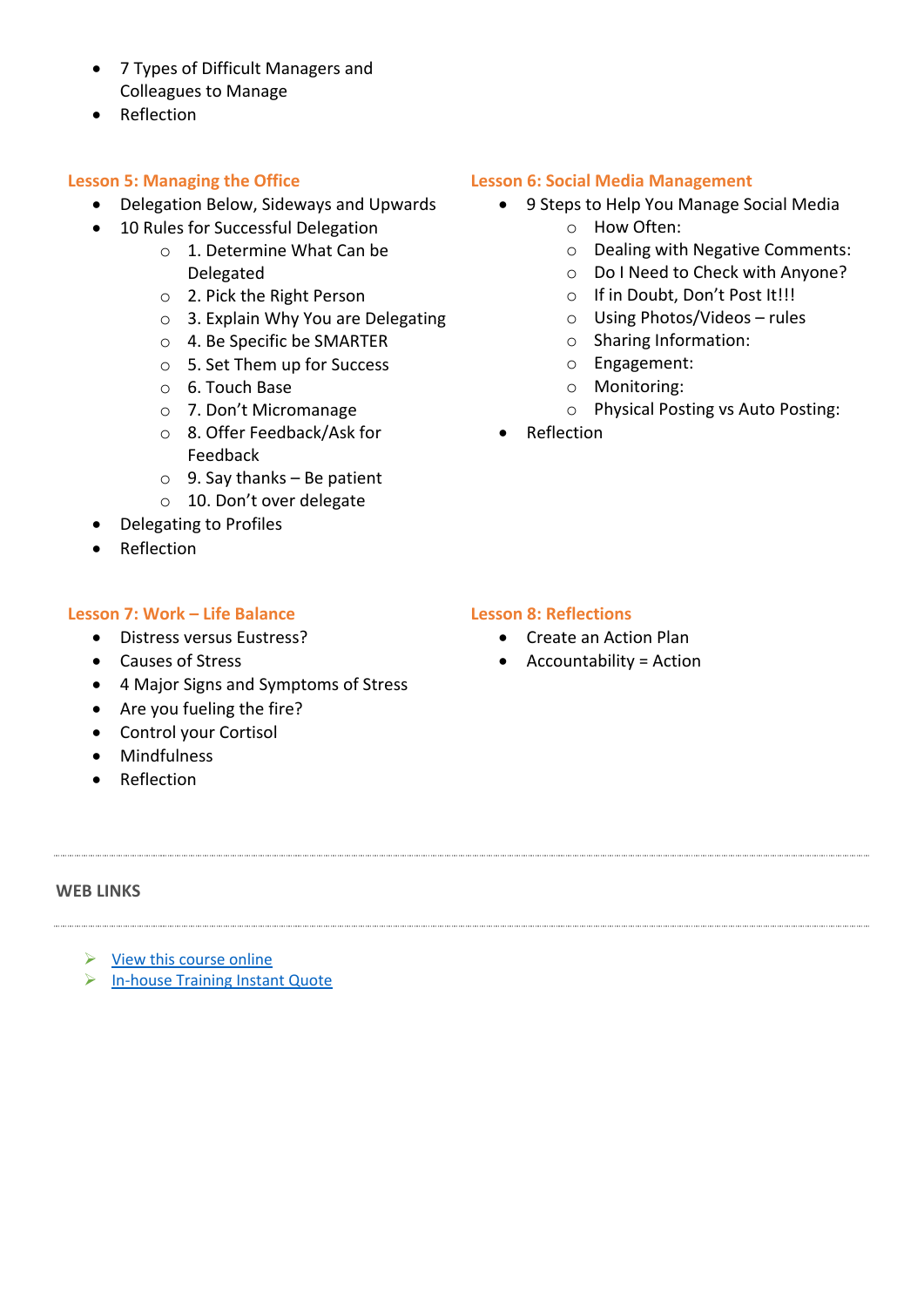- 7 Types of Difficult Managers and Colleagues to Manage
- Reflection

### Lesson 5: Managing the Office

- Delegation Below, Sideways and Upwards
- 10 Rules for Successful Delegation
    - 1. Determine What Can be Delegated
    - 2. Pick the Right Person
    - 3. Explain Why You are Delegating
    - 4. Be Specific be SMARTER
    - 5. Set Them up for Success
    - 6. Touch Base
    - 7. Don't Micromanage
    - 8. Offer Feedback/Ask for Feedback
    - 9. Say thanks – Be patient
    - 10. Don't over delegate
- Delegating to Profiles
- Reflection

### Lesson 6: Social Media Management

- 9 Steps to Help You Manage Social Media
    - How Often:
    - Dealing with Negative Comments:
    - Do I Need to Check with Anyone?
    - If in Doubt, Don't Post It!!!
    - Using Photos/Videos – rules
    - Sharing Information:
    - Engagement:
    - Monitoring:
    - Physical Posting vs Auto Posting:
- Reflection

### Lesson 7: Work – Life Balance

- Distress versus Eustress?
- Causes of Stress
- 4 Major Signs and Symptoms of Stress
- Are you fueling the fire?
- Control your Cortisol
- Mindfulness
- Reflection

### Lesson 8: Reflections

- Create an Action Plan
- Accountability = Action

---

## WEB LINKS

---

- View this course online
- In-house Training Instant Quote